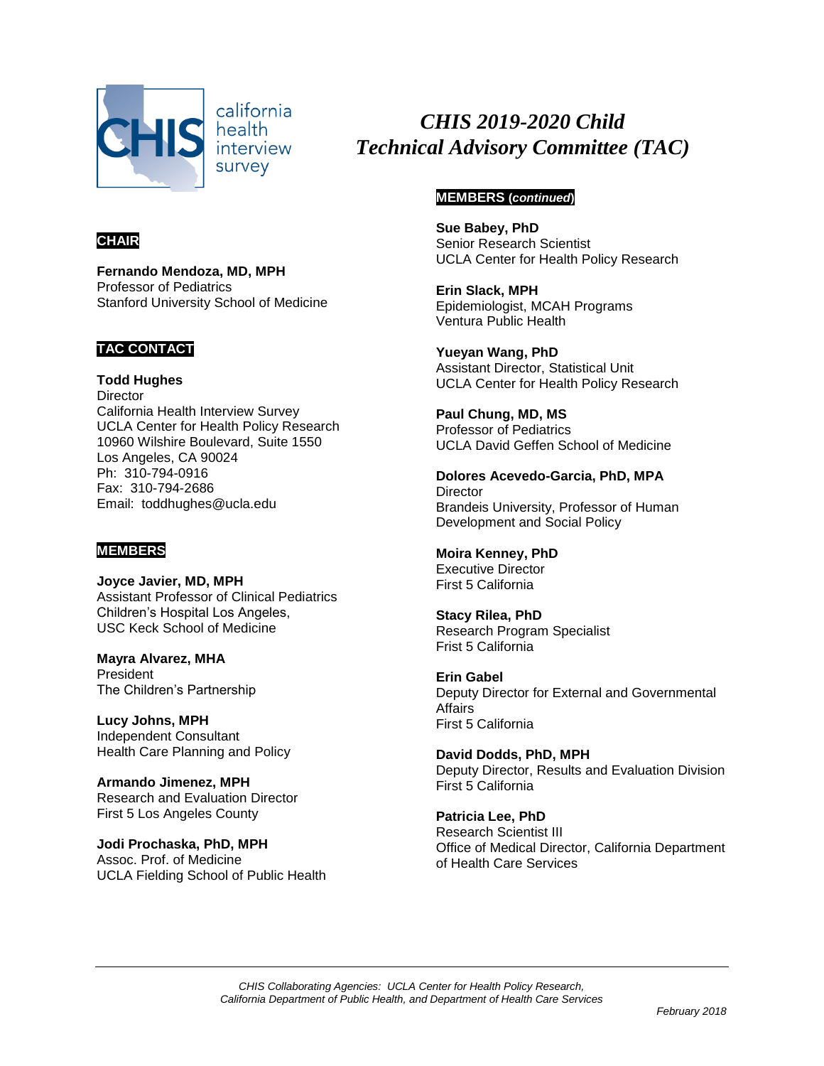california health interview survey

# CHIS 2019-2020 Child Technical Advisory Committee (TAC)

## CHAIR

**Fernando Mendoza, MD, MPH**
Professor of Pediatrics
Stanford University School of Medicine

## TAC CONTACT

**Todd Hughes**
Director
California Health Interview Survey
UCLA Center for Health Policy Research
10960 Wilshire Boulevard, Suite 1550
Los Angeles, CA 90024
Ph: 310-794-0916
Fax: 310-794-2686
Email: toddhughes@ucla.edu

## MEMBERS

**Joyce Javier, MD, MPH**
Assistant Professor of Clinical Pediatrics
Children's Hospital Los Angeles,
USC Keck School of Medicine

**Mayra Alvarez, MHA**
President
The Children's Partnership

**Lucy Johns, MPH**
Independent Consultant
Health Care Planning and Policy

**Armando Jimenez, MPH**
Research and Evaluation Director
First 5 Los Angeles County

**Jodi Prochaska, PhD, MPH**
Assoc. Prof. of Medicine
UCLA Fielding School of Public Health

## MEMBERS (*continued*)

**Sue Babey, PhD**
Senior Research Scientist
UCLA Center for Health Policy Research

**Erin Slack, MPH**
Epidemiologist, MCAH Programs
Ventura Public Health

**Yueyan Wang, PhD**
Assistant Director, Statistical Unit
UCLA Center for Health Policy Research

**Paul Chung, MD, MS**
Professor of Pediatrics
UCLA David Geffen School of Medicine

**Dolores Acevedo-Garcia, PhD, MPA**
Director
Brandeis University, Professor of Human Development and Social Policy

**Moira Kenney, PhD**
Executive Director
First 5 California

**Stacy Rilea, PhD**
Research Program Specialist
Frist 5 California

**Erin Gabel**
Deputy Director for External and Governmental Affairs
First 5 California

**David Dodds, PhD, MPH**
Deputy Director, Results and Evaluation Division
First 5 California

**Patricia Lee, PhD**
Research Scientist III
Office of Medical Director, California Department of Health Care Services

---

*CHIS Collaborating Agencies: UCLA Center for Health Policy Research, California Department of Public Health, and Department of Health Care Services*

*February 2018*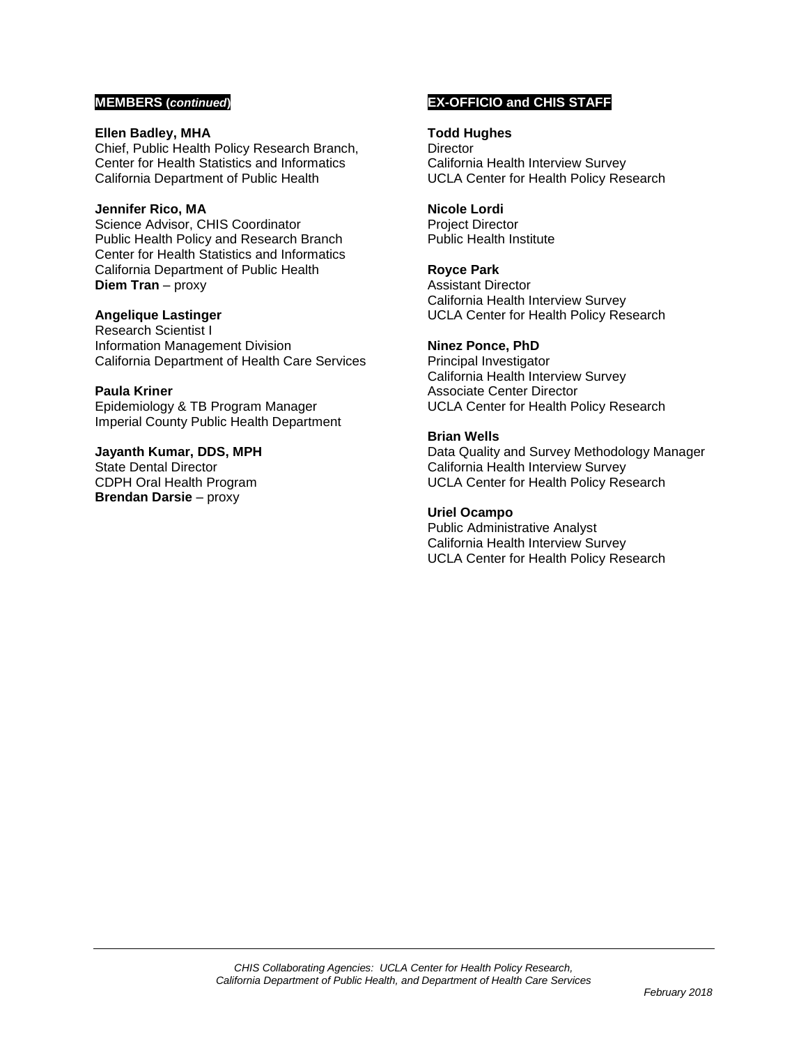## MEMBERS (*continued*)

**Ellen Badley, MHA**
Chief, Public Health Policy Research Branch,
Center for Health Statistics and Informatics
California Department of Public Health

**Jennifer Rico, MA**
Science Advisor, CHIS Coordinator
Public Health Policy and Research Branch
Center for Health Statistics and Informatics
California Department of Public Health
**Diem Tran** – proxy

**Angelique Lastinger**
Research Scientist I
Information Management Division
California Department of Health Care Services

**Paula Kriner**
Epidemiology & TB Program Manager
Imperial County Public Health Department

**Jayanth Kumar, DDS, MPH**
State Dental Director
CDPH Oral Health Program
**Brendan Darsie** – proxy

## EX-OFFICIO and CHIS STAFF

**Todd Hughes**
Director
California Health Interview Survey
UCLA Center for Health Policy Research

**Nicole Lordi**
Project Director
Public Health Institute

**Royce Park**
Assistant Director
California Health Interview Survey
UCLA Center for Health Policy Research

**Ninez Ponce, PhD**
Principal Investigator
California Health Interview Survey
Associate Center Director
UCLA Center for Health Policy Research

**Brian Wells**
Data Quality and Survey Methodology Manager
California Health Interview Survey
UCLA Center for Health Policy Research

**Uriel Ocampo**
Public Administrative Analyst
California Health Interview Survey
UCLA Center for Health Policy Research

*CHIS Collaborating Agencies: UCLA Center for Health Policy Research, California Department of Public Health, and Department of Health Care Services*

*February 2018*